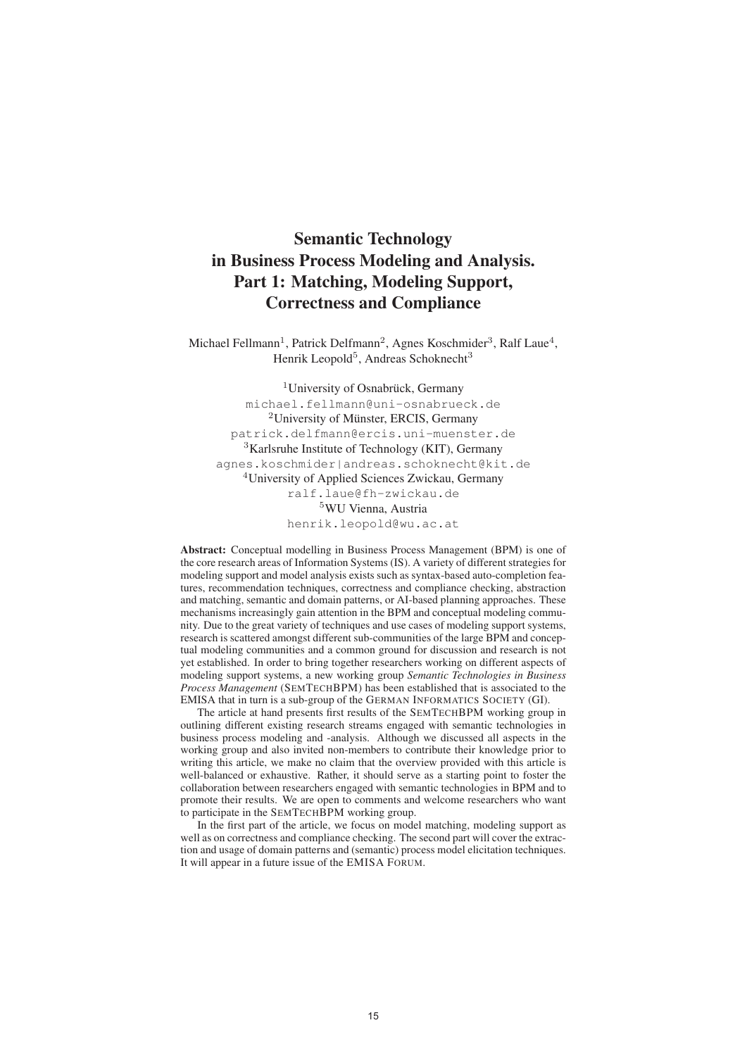# Semantic Technology in Business Process Modeling and Analysis. Part 1: Matching, Modeling Support, Correctness and Compliance

Michael Fellmann[1], Patrick Delfmann[2], Agnes Koschmider[3], Ralf Laue[4], Henrik Leopold[5], Andreas Schoknecht[3]

[1]University of Osnabrück, Germany
michael.fellmann@uni-osnabrueck.de
[2]University of Münster, ERCIS, Germany
patrick.delfmann@ercis.uni-muenster.de
[3]Karlsruhe Institute of Technology (KIT), Germany
agnes.koschmider|andreas.schoknecht@kit.de
[4]University of Applied Sciences Zwickau, Germany
ralf.laue@fh-zwickau.de
[5]WU Vienna, Austria
henrik.leopold@wu.ac.at

**Abstract:** Conceptual modelling in Business Process Management (BPM) is one of the core research areas of Information Systems (IS). A variety of different strategies for modeling support and model analysis exists such as syntax-based auto-completion features, recommendation techniques, correctness and compliance checking, abstraction and matching, semantic and domain patterns, or AI-based planning approaches. These mechanisms increasingly gain attention in the BPM and conceptual modeling community. Due to the great variety of techniques and use cases of modeling support systems, research is scattered amongst different sub-communities of the large BPM and conceptual modeling communities and a common ground for discussion and research is not yet established. In order to bring together researchers working on different aspects of modeling support systems, a new working group *Semantic Technologies in Business Process Management* (SEMTECHBPM) has been established that is associated to the EMISA that in turn is a sub-group of the GERMAN INFORMATICS SOCIETY (GI).

The article at hand presents first results of the SEMTECHBPM working group in outlining different existing research streams engaged with semantic technologies in business process modeling and -analysis. Although we discussed all aspects in the working group and also invited non-members to contribute their knowledge prior to writing this article, we make no claim that the overview provided with this article is well-balanced or exhaustive. Rather, it should serve as a starting point to foster the collaboration between researchers engaged with semantic technologies in BPM and to promote their results. We are open to comments and welcome researchers who want to participate in the SEMTECHBPM working group.

In the first part of the article, we focus on model matching, modeling support as well as on correctness and compliance checking. The second part will cover the extraction and usage of domain patterns and (semantic) process model elicitation techniques. It will appear in a future issue of the EMISA FORUM.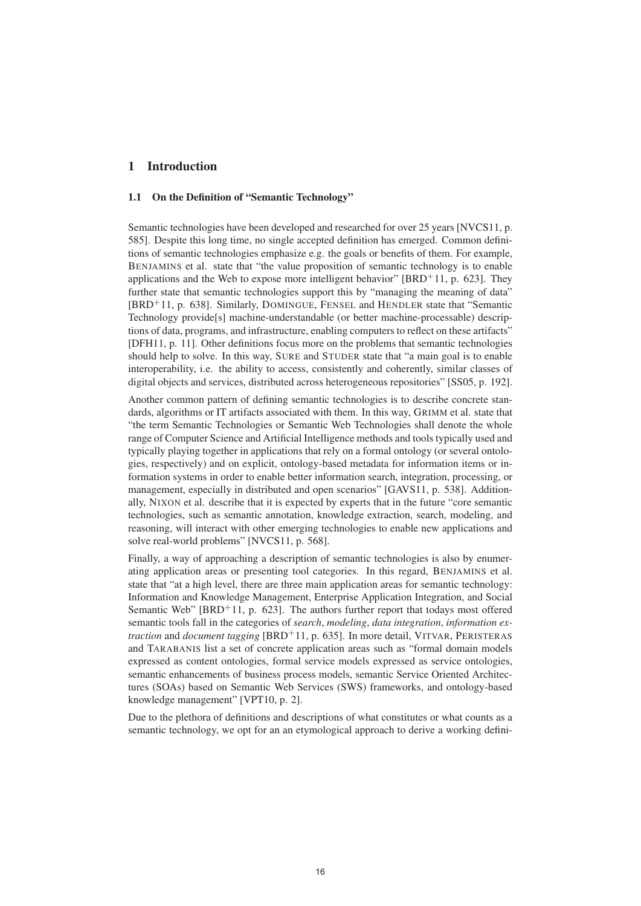# 1 Introduction

## 1.1 On the Definition of "Semantic Technology"

Semantic technologies have been developed and researched for over 25 years [NVCS11, p. 585]. Despite this long time, no single accepted definition has emerged. Common definitions of semantic technologies emphasize e.g. the goals or benefits of them. For example, BENJAMINS et al. state that "the value proposition of semantic technology is to enable applications and the Web to expose more intelligent behavior" [BRD$^+$11, p. 623]. They further state that semantic technologies support this by "managing the meaning of data" [BRD$^+$11, p. 638]. Similarly, DOMINGUE, FENSEL and HENDLER state that "Semantic Technology provide[s] machine-understandable (or better machine-processable) descriptions of data, programs, and infrastructure, enabling computers to reflect on these artifacts" [DFH11, p. 11]. Other definitions focus more on the problems that semantic technologies should help to solve. In this way, SURE and STUDER state that "a main goal is to enable interoperability, i.e. the ability to access, consistently and coherently, similar classes of digital objects and services, distributed across heterogeneous repositories" [SS05, p. 192].

Another common pattern of defining semantic technologies is to describe concrete standards, algorithms or IT artifacts associated with them. In this way, GRIMM et al. state that "the term Semantic Technologies or Semantic Web Technologies shall denote the whole range of Computer Science and Artificial Intelligence methods and tools typically used and typically playing together in applications that rely on a formal ontology (or several ontologies, respectively) and on explicit, ontology-based metadata for information items or information systems in order to enable better information search, integration, processing, or management, especially in distributed and open scenarios" [GAVS11, p. 538]. Additionally, NIXON et al. describe that it is expected by experts that in the future "core semantic technologies, such as semantic annotation, knowledge extraction, search, modeling, and reasoning, will interact with other emerging technologies to enable new applications and solve real-world problems" [NVCS11, p. 568].

Finally, a way of approaching a description of semantic technologies is also by enumerating application areas or presenting tool categories. In this regard, BENJAMINS et al. state that "at a high level, there are three main application areas for semantic technology: Information and Knowledge Management, Enterprise Application Integration, and Social Semantic Web" [BRD$^+$11, p. 623]. The authors further report that todays most offered semantic tools fall in the categories of *search*, *modeling*, *data integration*, *information extraction* and *document tagging* [BRD$^+$11, p. 635]. In more detail, VITVAR, PERISTERAS and TARABANIS list a set of concrete application areas such as "formal domain models expressed as content ontologies, formal service models expressed as service ontologies, semantic enhancements of business process models, semantic Service Oriented Architectures (SOAs) based on Semantic Web Services (SWS) frameworks, and ontology-based knowledge management" [VPT10, p. 2].

Due to the plethora of definitions and descriptions of what constitutes or what counts as a semantic technology, we opt for an an etymological approach to derive a working defini-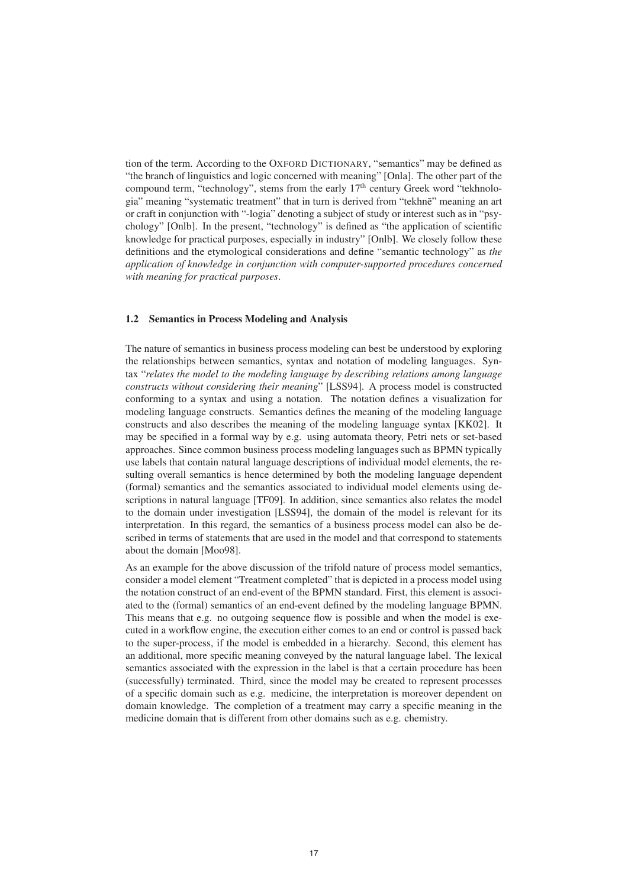tion of the term. According to the OXFORD DICTIONARY, "semantics" may be defined as "the branch of linguistics and logic concerned with meaning" [Onla]. The other part of the compound term, "technology", stems from the early 17th century Greek word "tekhnologia" meaning "systematic treatment" that in turn is derived from "tekhnē" meaning an art or craft in conjunction with "-logia" denoting a subject of study or interest such as in "psychology" [Onlb]. In the present, "technology" is defined as "the application of scientific knowledge for practical purposes, especially in industry" [Onlb]. We closely follow these definitions and the etymological considerations and define "semantic technology" as *the application of knowledge in conjunction with computer-supported procedures concerned with meaning for practical purposes*.

### 1.2 Semantics in Process Modeling and Analysis

The nature of semantics in business process modeling can best be understood by exploring the relationships between semantics, syntax and notation of modeling languages. Syntax "*relates the model to the modeling language by describing relations among language constructs without considering their meaning*" [LSS94]. A process model is constructed conforming to a syntax and using a notation. The notation defines a visualization for modeling language constructs. Semantics defines the meaning of the modeling language constructs and also describes the meaning of the modeling language syntax [KK02]. It may be specified in a formal way by e.g. using automata theory, Petri nets or set-based approaches. Since common business process modeling languages such as BPMN typically use labels that contain natural language descriptions of individual model elements, the resulting overall semantics is hence determined by both the modeling language dependent (formal) semantics and the semantics associated to individual model elements using descriptions in natural language [TF09]. In addition, since semantics also relates the model to the domain under investigation [LSS94], the domain of the model is relevant for its interpretation. In this regard, the semantics of a business process model can also be described in terms of statements that are used in the model and that correspond to statements about the domain [Moo98].

As an example for the above discussion of the trifold nature of process model semantics, consider a model element "Treatment completed" that is depicted in a process model using the notation construct of an end-event of the BPMN standard. First, this element is associated to the (formal) semantics of an end-event defined by the modeling language BPMN. This means that e.g. no outgoing sequence flow is possible and when the model is executed in a workflow engine, the execution either comes to an end or control is passed back to the super-process, if the model is embedded in a hierarchy. Second, this element has an additional, more specific meaning conveyed by the natural language label. The lexical semantics associated with the expression in the label is that a certain procedure has been (successfully) terminated. Third, since the model may be created to represent processes of a specific domain such as e.g. medicine, the interpretation is moreover dependent on domain knowledge. The completion of a treatment may carry a specific meaning in the medicine domain that is different from other domains such as e.g. chemistry.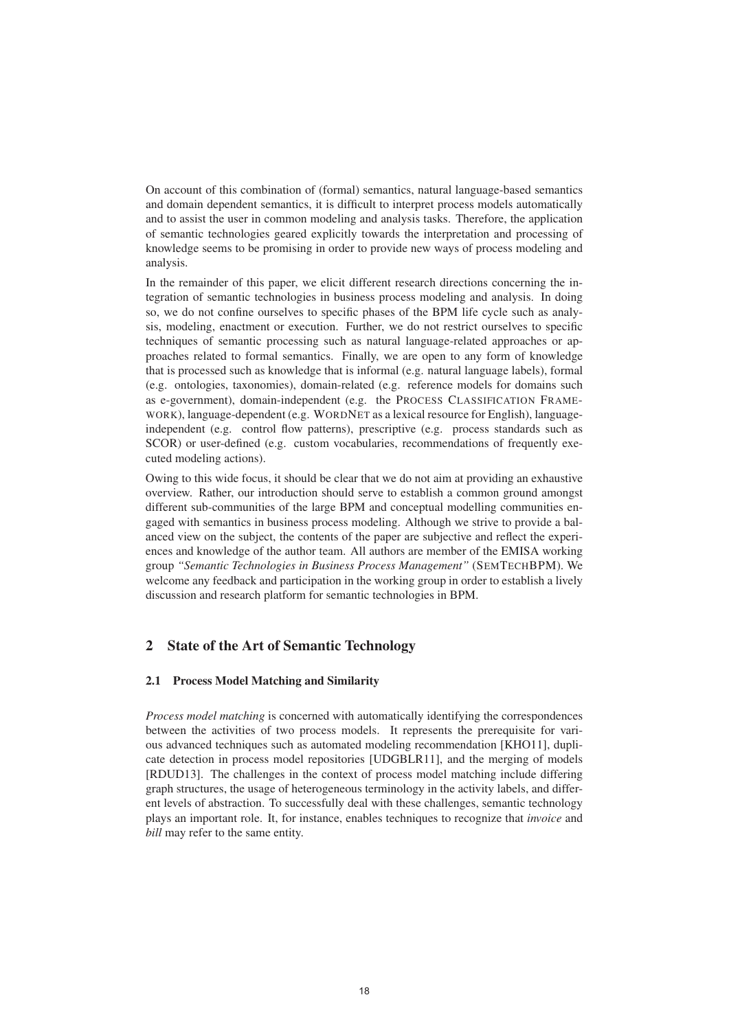On account of this combination of (formal) semantics, natural language-based semantics and domain dependent semantics, it is difficult to interpret process models automatically and to assist the user in common modeling and analysis tasks. Therefore, the application of semantic technologies geared explicitly towards the interpretation and processing of knowledge seems to be promising in order to provide new ways of process modeling and analysis.

In the remainder of this paper, we elicit different research directions concerning the integration of semantic technologies in business process modeling and analysis. In doing so, we do not confine ourselves to specific phases of the BPM life cycle such as analysis, modeling, enactment or execution. Further, we do not restrict ourselves to specific techniques of semantic processing such as natural language-related approaches or approaches related to formal semantics. Finally, we are open to any form of knowledge that is processed such as knowledge that is informal (e.g. natural language labels), formal (e.g. ontologies, taxonomies), domain-related (e.g. reference models for domains such as e-government), domain-independent (e.g. the PROCESS CLASSIFICATION FRAMEWORK), language-dependent (e.g. WORDNET as a lexical resource for English), language-independent (e.g. control flow patterns), prescriptive (e.g. process standards such as SCOR) or user-defined (e.g. custom vocabularies, recommendations of frequently executed modeling actions).

Owing to this wide focus, it should be clear that we do not aim at providing an exhaustive overview. Rather, our introduction should serve to establish a common ground amongst different sub-communities of the large BPM and conceptual modelling communities engaged with semantics in business process modeling. Although we strive to provide a balanced view on the subject, the contents of the paper are subjective and reflect the experiences and knowledge of the author team. All authors are member of the EMISA working group *"Semantic Technologies in Business Process Management"* (SEMTECHBPM). We welcome any feedback and participation in the working group in order to establish a lively discussion and research platform for semantic technologies in BPM.

## 2 State of the Art of Semantic Technology

### 2.1 Process Model Matching and Similarity

*Process model matching* is concerned with automatically identifying the correspondences between the activities of two process models. It represents the prerequisite for various advanced techniques such as automated modeling recommendation [KHO11], duplicate detection in process model repositories [UDGBLR11], and the merging of models [RDUD13]. The challenges in the context of process model matching include differing graph structures, the usage of heterogeneous terminology in the activity labels, and different levels of abstraction. To successfully deal with these challenges, semantic technology plays an important role. It, for instance, enables techniques to recognize that *invoice* and *bill* may refer to the same entity.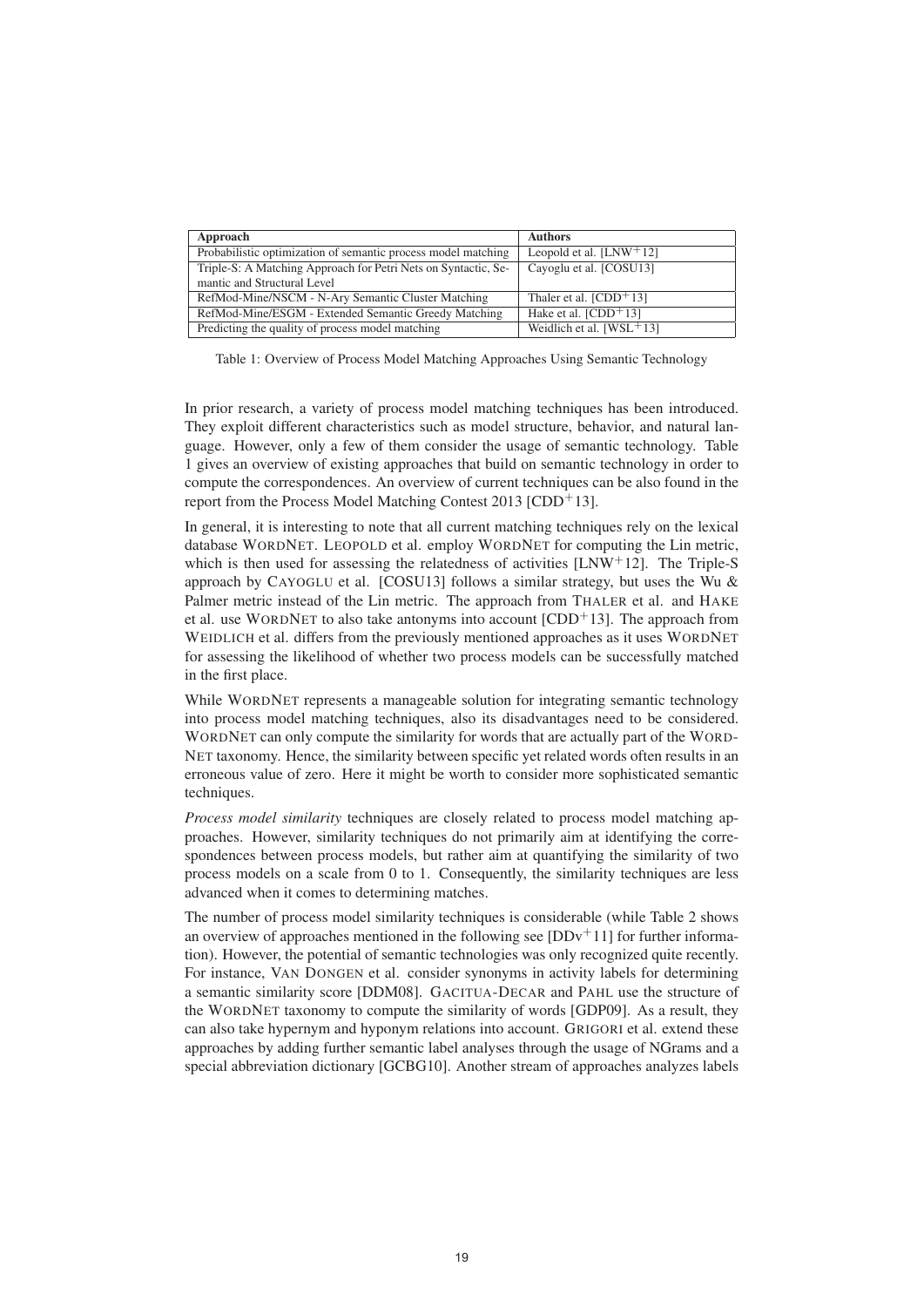| Approach | Authors |
|---|---|
| Probabilistic optimization of semantic process model matching | Leopold et al. [LNW+12] |
| Triple-S: A Matching Approach for Petri Nets on Syntactic, Semantic and Structural Level | Cayoglu et al. [COSU13] |
| RefMod-Mine/NSCM - N-Ary Semantic Cluster Matching | Thaler et al. [CDD+13] |
| RefMod-Mine/ESGM - Extended Semantic Greedy Matching | Hake et al. [CDD+13] |
| Predicting the quality of process model matching | Weidlich et al. [WSL+13] |

Table 1: Overview of Process Model Matching Approaches Using Semantic Technology

In prior research, a variety of process model matching techniques has been introduced. They exploit different characteristics such as model structure, behavior, and natural language. However, only a few of them consider the usage of semantic technology. Table 1 gives an overview of existing approaches that build on semantic technology in order to compute the correspondences. An overview of current techniques can be also found in the report from the Process Model Matching Contest 2013 [CDD+13].

In general, it is interesting to note that all current matching techniques rely on the lexical database WordNet. Leopold et al. employ WordNet for computing the Lin metric, which is then used for assessing the relatedness of activities [LNW+12]. The Triple-S approach by Cayoglu et al. [COSU13] follows a similar strategy, but uses the Wu & Palmer metric instead of the Lin metric. The approach from Thaler et al. and Hake et al. use WordNet to also take antonyms into account [CDD+13]. The approach from Weidlich et al. differs from the previously mentioned approaches as it uses WordNet for assessing the likelihood of whether two process models can be successfully matched in the first place.

While WordNet represents a manageable solution for integrating semantic technology into process model matching techniques, also its disadvantages need to be considered. WordNet can only compute the similarity for words that are actually part of the WordNet taxonomy. Hence, the similarity between specific yet related words often results in an erroneous value of zero. Here it might be worth to consider more sophisticated semantic techniques.

*Process model similarity* techniques are closely related to process model matching approaches. However, similarity techniques do not primarily aim at identifying the correspondences between process models, but rather aim at quantifying the similarity of two process models on a scale from 0 to 1. Consequently, the similarity techniques are less advanced when it comes to determining matches.

The number of process model similarity techniques is considerable (while Table 2 shows an overview of approaches mentioned in the following see [DDv+11] for further information). However, the potential of semantic technologies was only recognized quite recently. For instance, Van Dongen et al. consider synonyms in activity labels for determining a semantic similarity score [DDM08]. Gacitua-Decar and Pahl use the structure of the WordNet taxonomy to compute the similarity of words [GDP09]. As a result, they can also take hypernym and hyponym relations into account. Grigori et al. extend these approaches by adding further semantic label analyses through the usage of NGrams and a special abbreviation dictionary [GCBG10]. Another stream of approaches analyzes labels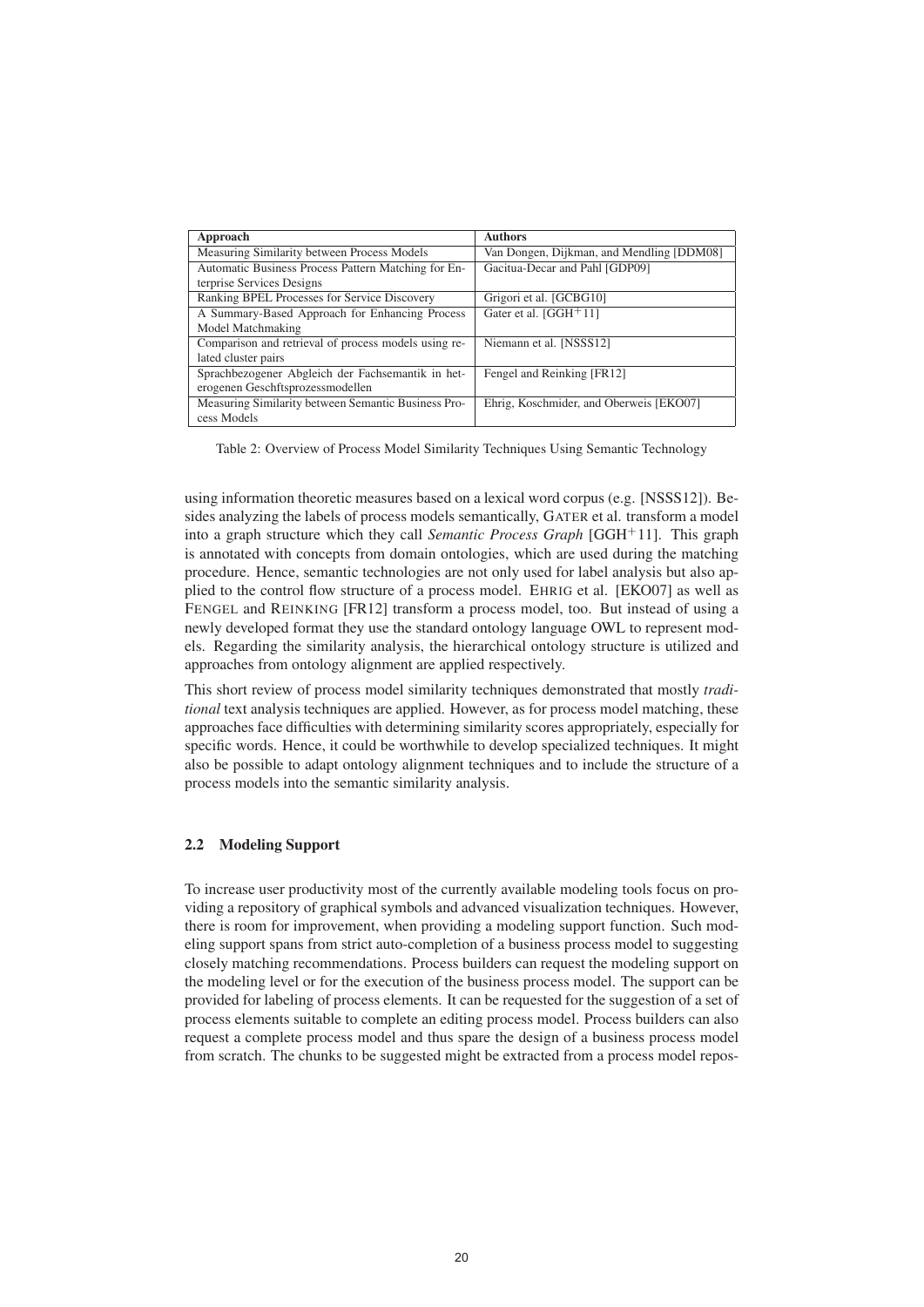| Approach | Authors |
| --- | --- |
| Measuring Similarity between Process Models | Van Dongen, Dijkman, and Mendling [DDM08] |
| Automatic Business Process Pattern Matching for Enterprise Services Designs | Gacitua-Decar and Pahl [GDP09] |
| Ranking BPEL Processes for Service Discovery | Grigori et al. [GCBG10] |
| A Summary-Based Approach for Enhancing Process Model Matchmaking | Gater et al. [GGH+11] |
| Comparison and retrieval of process models using related cluster pairs | Niemann et al. [NSSS12] |
| Sprachbezogener Abgleich der Fachsemantik in heterogenen Geschftsprozessmodellen | Fengel and Reinking [FR12] |
| Measuring Similarity between Semantic Business Process Models | Ehrig, Koschmider, and Oberweis [EKO07] |

Table 2: Overview of Process Model Similarity Techniques Using Semantic Technology

using information theoretic measures based on a lexical word corpus (e.g. [NSSS12]). Besides analyzing the labels of process models semantically, GATER et al. transform a model into a graph structure which they call *Semantic Process Graph* [GGH+11]. This graph is annotated with concepts from domain ontologies, which are used during the matching procedure. Hence, semantic technologies are not only used for label analysis but also applied to the control flow structure of a process model. EHRIG et al. [EKO07] as well as FENGEL and REINKING [FR12] transform a process model, too. But instead of using a newly developed format they use the standard ontology language OWL to represent models. Regarding the similarity analysis, the hierarchical ontology structure is utilized and approaches from ontology alignment are applied respectively.

This short review of process model similarity techniques demonstrated that mostly *traditional* text analysis techniques are applied. However, as for process model matching, these approaches face difficulties with determining similarity scores appropriately, especially for specific words. Hence, it could be worthwhile to develop specialized techniques. It might also be possible to adapt ontology alignment techniques and to include the structure of a process models into the semantic similarity analysis.

### 2.2 Modeling Support

To increase user productivity most of the currently available modeling tools focus on providing a repository of graphical symbols and advanced visualization techniques. However, there is room for improvement, when providing a modeling support function. Such modeling support spans from strict auto-completion of a business process model to suggesting closely matching recommendations. Process builders can request the modeling support on the modeling level or for the execution of the business process model. The support can be provided for labeling of process elements. It can be requested for the suggestion of a set of process elements suitable to complete an editing process model. Process builders can also request a complete process model and thus spare the design of a business process model from scratch. The chunks to be suggested might be extracted from a process model repos-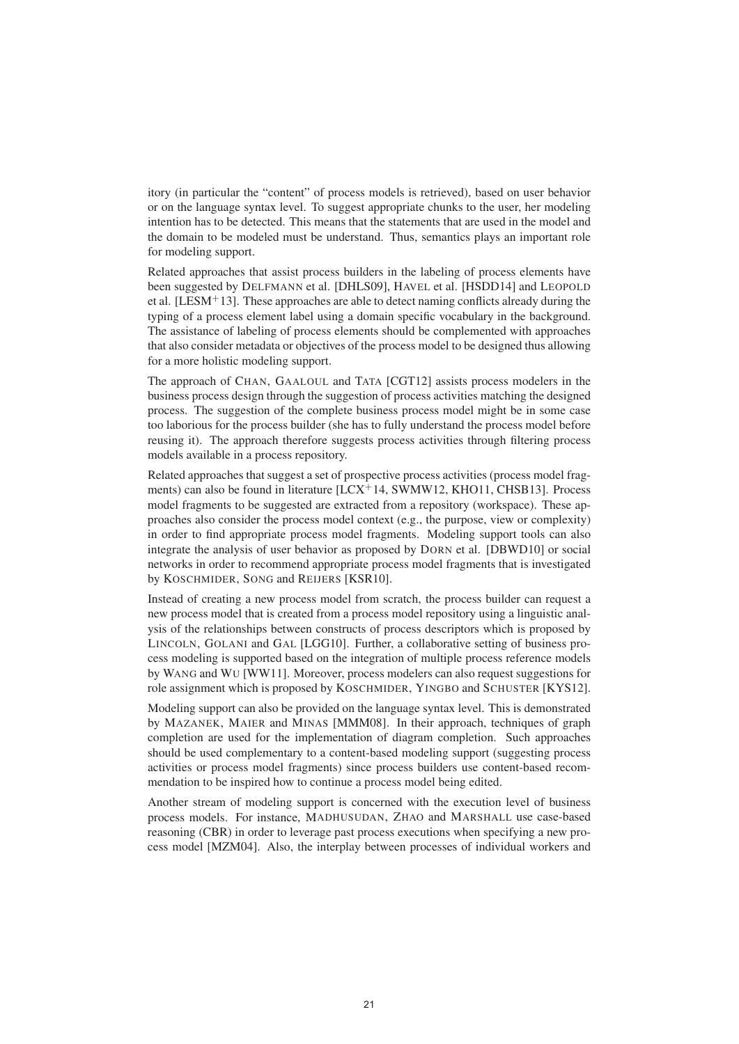itory (in particular the "content" of process models is retrieved), based on user behavior or on the language syntax level. To suggest appropriate chunks to the user, her modeling intention has to be detected. This means that the statements that are used in the model and the domain to be modeled must be understand. Thus, semantics plays an important role for modeling support.

Related approaches that assist process builders in the labeling of process elements have been suggested by DELFMANN et al. [DHLS09], HAVEL et al. [HSDD14] and LEOPOLD et al. [LESM+13]. These approaches are able to detect naming conflicts already during the typing of a process element label using a domain specific vocabulary in the background. The assistance of labeling of process elements should be complemented with approaches that also consider metadata or objectives of the process model to be designed thus allowing for a more holistic modeling support.

The approach of CHAN, GAALOUL and TATA [CGT12] assists process modelers in the business process design through the suggestion of process activities matching the designed process. The suggestion of the complete business process model might be in some case too laborious for the process builder (she has to fully understand the process model before reusing it). The approach therefore suggests process activities through filtering process models available in a process repository.

Related approaches that suggest a set of prospective process activities (process model fragments) can also be found in literature [LCX+14, SWMW12, KHO11, CHSB13]. Process model fragments to be suggested are extracted from a repository (workspace). These approaches also consider the process model context (e.g., the purpose, view or complexity) in order to find appropriate process model fragments. Modeling support tools can also integrate the analysis of user behavior as proposed by DORN et al. [DBWD10] or social networks in order to recommend appropriate process model fragments that is investigated by KOSCHMIDER, SONG and REIJERS [KSR10].

Instead of creating a new process model from scratch, the process builder can request a new process model that is created from a process model repository using a linguistic analysis of the relationships between constructs of process descriptors which is proposed by LINCOLN, GOLANI and GAL [LGG10]. Further, a collaborative setting of business process modeling is supported based on the integration of multiple process reference models by WANG and WU [WW11]. Moreover, process modelers can also request suggestions for role assignment which is proposed by KOSCHMIDER, YINGBO and SCHUSTER [KYS12].

Modeling support can also be provided on the language syntax level. This is demonstrated by MAZANEK, MAIER and MINAS [MMM08]. In their approach, techniques of graph completion are used for the implementation of diagram completion. Such approaches should be used complementary to a content-based modeling support (suggesting process activities or process model fragments) since process builders use content-based recommendation to be inspired how to continue a process model being edited.

Another stream of modeling support is concerned with the execution level of business process models. For instance, MADHUSUDAN, ZHAO and MARSHALL use case-based reasoning (CBR) in order to leverage past process executions when specifying a new process model [MZM04]. Also, the interplay between processes of individual workers and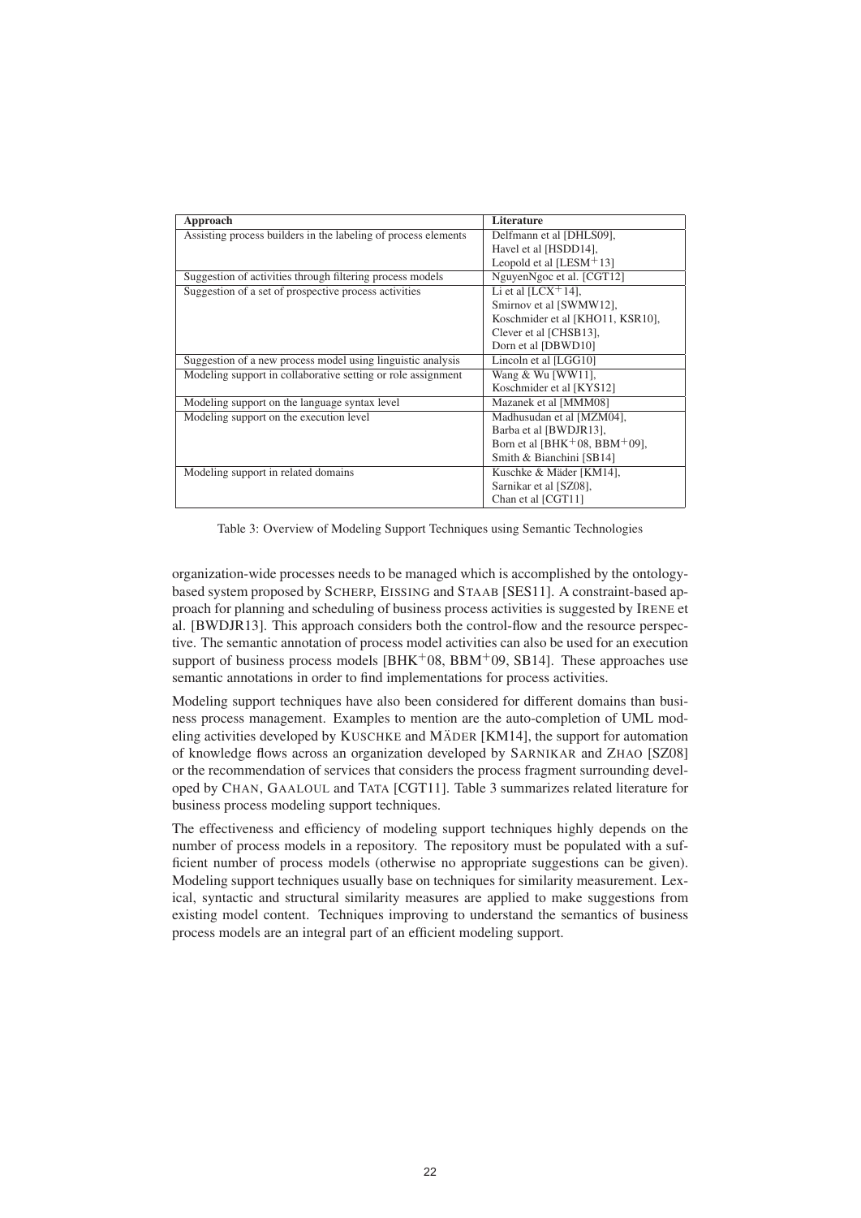| Approach | Literature |
|---|---|
| Assisting process builders in the labeling of process elements | Delfmann et al [DHLS09], Havel et al [HSDD14], Leopold et al [LESM+13] |
| Suggestion of activities through filtering process models | NguyenNgoc et al. [CGT12] |
| Suggestion of a set of prospective process activities | Li et al [LCX+14], Smirnov et al [SWMW12], Koschmider et al [KHO11, KSR10], Clever et al [CHSB13], Dorn et al [DBWD10] |
| Suggestion of a new process model using linguistic analysis | Lincoln et al [LGG10] |
| Modeling support in collaborative setting or role assignment | Wang & Wu [WW11], Koschmider et al [KYS12] |
| Modeling support on the language syntax level | Mazanek et al [MMM08] |
| Modeling support on the execution level | Madhusudan et al [MZM04], Barba et al [BWDJR13], Born et al [BHK+08, BBM+09], Smith & Bianchini [SB14] |
| Modeling support in related domains | Kuschke & Mäder [KM14], Sarnikar et al [SZ08], Chan et al [CGT11] |

Table 3: Overview of Modeling Support Techniques using Semantic Technologies

organization-wide processes needs to be managed which is accomplished by the ontology-based system proposed by SCHERP, EISSING and STAAB [SES11]. A constraint-based approach for planning and scheduling of business process activities is suggested by IRENE et al. [BWDJR13]. This approach considers both the control-flow and the resource perspective. The semantic annotation of process model activities can also be used for an execution support of business process models [BHK+08, BBM+09, SB14]. These approaches use semantic annotations in order to find implementations for process activities.

Modeling support techniques have also been considered for different domains than business process management. Examples to mention are the auto-completion of UML modeling activities developed by KUSCHKE and MÄDER [KM14], the support for automation of knowledge flows across an organization developed by SARNIKAR and ZHAO [SZ08] or the recommendation of services that considers the process fragment surrounding developed by CHAN, GAALOUL and TATA [CGT11]. Table 3 summarizes related literature for business process modeling support techniques.

The effectiveness and efficiency of modeling support techniques highly depends on the number of process models in a repository. The repository must be populated with a sufficient number of process models (otherwise no appropriate suggestions can be given). Modeling support techniques usually base on techniques for similarity measurement. Lexical, syntactic and structural similarity measures are applied to make suggestions from existing model content. Techniques improving to understand the semantics of business process models are an integral part of an efficient modeling support.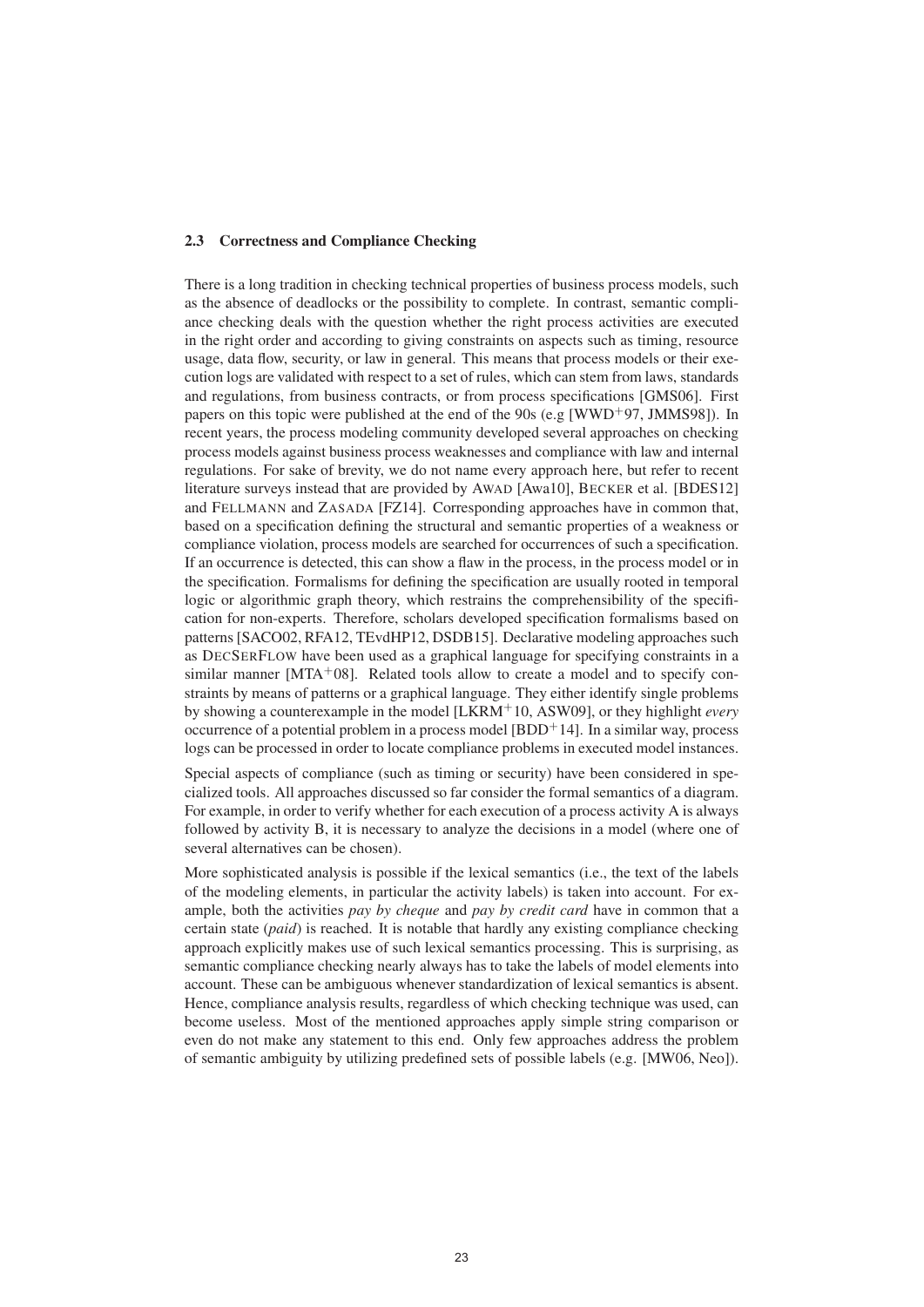### 2.3 Correctness and Compliance Checking

There is a long tradition in checking technical properties of business process models, such as the absence of deadlocks or the possibility to complete. In contrast, semantic compliance checking deals with the question whether the right process activities are executed in the right order and according to giving constraints on aspects such as timing, resource usage, data flow, security, or law in general. This means that process models or their execution logs are validated with respect to a set of rules, which can stem from laws, standards and regulations, from business contracts, or from process specifications [GMS06]. First papers on this topic were published at the end of the 90s (e.g [WWD+97, JMMS98]). In recent years, the process modeling community developed several approaches on checking process models against business process weaknesses and compliance with law and internal regulations. For sake of brevity, we do not name every approach here, but refer to recent literature surveys instead that are provided by AWAD [Awa10], BECKER et al. [BDES12] and FELLMANN and ZASADA [FZ14]. Corresponding approaches have in common that, based on a specification defining the structural and semantic properties of a weakness or compliance violation, process models are searched for occurrences of such a specification. If an occurrence is detected, this can show a flaw in the process, in the process model or in the specification. Formalisms for defining the specification are usually rooted in temporal logic or algorithmic graph theory, which restrains the comprehensibility of the specification for non-experts. Therefore, scholars developed specification formalisms based on patterns [SACO02, RFA12, TEvdHP12, DSDB15]. Declarative modeling approaches such as DECSERFLOW have been used as a graphical language for specifying constraints in a similar manner [MTA+08]. Related tools allow to create a model and to specify constraints by means of patterns or a graphical language. They either identify single problems by showing a counterexample in the model [LKRM+10, ASW09], or they highlight *every* occurrence of a potential problem in a process model [BDD+14]. In a similar way, process logs can be processed in order to locate compliance problems in executed model instances.

Special aspects of compliance (such as timing or security) have been considered in specialized tools. All approaches discussed so far consider the formal semantics of a diagram. For example, in order to verify whether for each execution of a process activity A is always followed by activity B, it is necessary to analyze the decisions in a model (where one of several alternatives can be chosen).

More sophisticated analysis is possible if the lexical semantics (i.e., the text of the labels of the modeling elements, in particular the activity labels) is taken into account. For example, both the activities *pay by cheque* and *pay by credit card* have in common that a certain state (*paid*) is reached. It is notable that hardly any existing compliance checking approach explicitly makes use of such lexical semantics processing. This is surprising, as semantic compliance checking nearly always has to take the labels of model elements into account. These can be ambiguous whenever standardization of lexical semantics is absent. Hence, compliance analysis results, regardless of which checking technique was used, can become useless. Most of the mentioned approaches apply simple string comparison or even do not make any statement to this end. Only few approaches address the problem of semantic ambiguity by utilizing predefined sets of possible labels (e.g. [MW06, Neo]).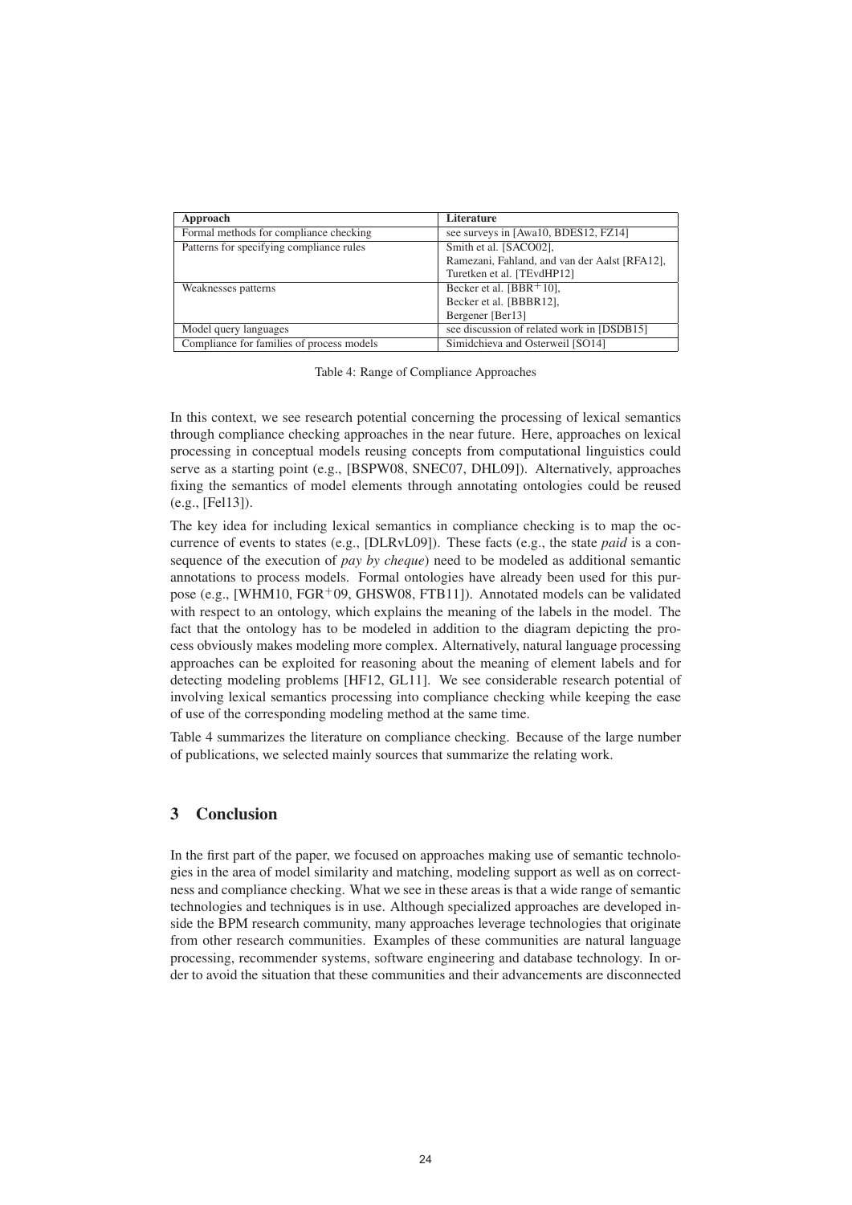| Approach | Literature |
| --- | --- |
| Formal methods for compliance checking | see surveys in [Awa10, BDES12, FZ14] |
| Patterns for specifying compliance rules | Smith et al. [SACO02],<br>Ramezani, Fahland, and van der Aalst [RFA12],<br>Turetken et al. [TEvdHP12] |
| Weaknesses patterns | Becker et al. [BBR+10],<br>Becker et al. [BBBR12],<br>Bergener [Ber13] |
| Model query languages | see discussion of related work in [DSDB15] |
| Compliance for families of process models | Simidchieva and Osterweil [SO14] |

Table 4: Range of Compliance Approaches

In this context, we see research potential concerning the processing of lexical semantics through compliance checking approaches in the near future. Here, approaches on lexical processing in conceptual models reusing concepts from computational linguistics could serve as a starting point (e.g., [BSPW08, SNEC07, DHL09]). Alternatively, approaches fixing the semantics of model elements through annotating ontologies could be reused (e.g., [Fel13]).

The key idea for including lexical semantics in compliance checking is to map the occurrence of events to states (e.g., [DLRvL09]). These facts (e.g., the state *paid* is a consequence of the execution of *pay by cheque*) need to be modeled as additional semantic annotations to process models. Formal ontologies have already been used for this purpose (e.g., [WHM10, FGR+09, GHSW08, FTB11]). Annotated models can be validated with respect to an ontology, which explains the meaning of the labels in the model. The fact that the ontology has to be modeled in addition to the diagram depicting the process obviously makes modeling more complex. Alternatively, natural language processing approaches can be exploited for reasoning about the meaning of element labels and for detecting modeling problems [HF12, GL11]. We see considerable research potential of involving lexical semantics processing into compliance checking while keeping the ease of use of the corresponding modeling method at the same time.

Table 4 summarizes the literature on compliance checking. Because of the large number of publications, we selected mainly sources that summarize the relating work.

## 3 Conclusion

In the first part of the paper, we focused on approaches making use of semantic technologies in the area of model similarity and matching, modeling support as well as on correctness and compliance checking. What we see in these areas is that a wide range of semantic technologies and techniques is in use. Although specialized approaches are developed inside the BPM research community, many approaches leverage technologies that originate from other research communities. Examples of these communities are natural language processing, recommender systems, software engineering and database technology. In order to avoid the situation that these communities and their advancements are disconnected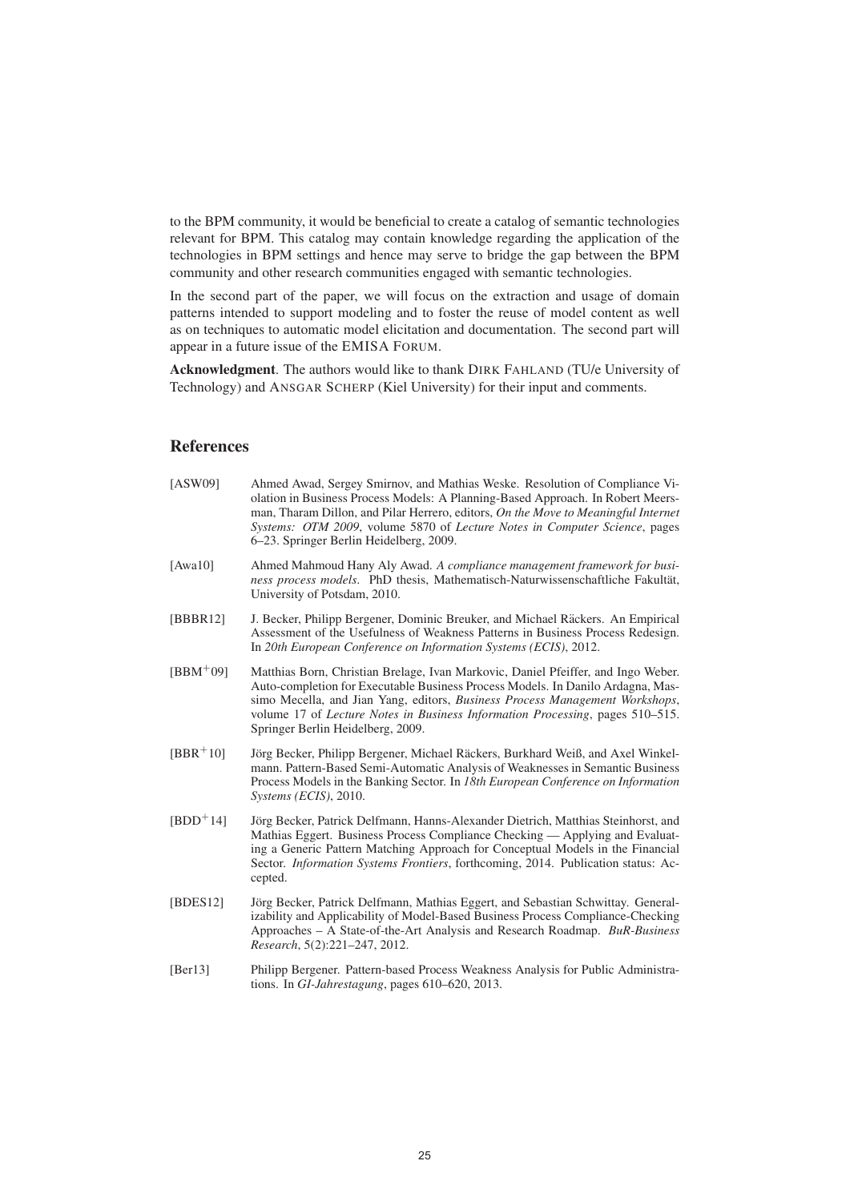to the BPM community, it would be beneficial to create a catalog of semantic technologies relevant for BPM. This catalog may contain knowledge regarding the application of the technologies in BPM settings and hence may serve to bridge the gap between the BPM community and other research communities engaged with semantic technologies.

In the second part of the paper, we will focus on the extraction and usage of domain patterns intended to support modeling and to foster the reuse of model content as well as on techniques to automatic model elicitation and documentation. The second part will appear in a future issue of the EMISA FORUM.

**Acknowledgment**. The authors would like to thank DIRK FAHLAND (TU/e University of Technology) and ANSGAR SCHERP (Kiel University) for their input and comments.

## References

[ASW09] Ahmed Awad, Sergey Smirnov, and Mathias Weske. Resolution of Compliance Violation in Business Process Models: A Planning-Based Approach. In Robert Meersman, Tharam Dillon, and Pilar Herrero, editors, *On the Move to Meaningful Internet Systems: OTM 2009*, volume 5870 of *Lecture Notes in Computer Science*, pages 6–23. Springer Berlin Heidelberg, 2009.

[Awa10] Ahmed Mahmoud Hany Aly Awad. *A compliance management framework for business process models*. PhD thesis, Mathematisch-Naturwissenschaftliche Fakultät, University of Potsdam, 2010.

[BBBR12] J. Becker, Philipp Bergener, Dominic Breuker, and Michael Räckers. An Empirical Assessment of the Usefulness of Weakness Patterns in Business Process Redesign. In *20th European Conference on Information Systems (ECIS)*, 2012.

[BBM+09] Matthias Born, Christian Brelage, Ivan Markovic, Daniel Pfeiffer, and Ingo Weber. Auto-completion for Executable Business Process Models. In Danilo Ardagna, Massimo Mecella, and Jian Yang, editors, *Business Process Management Workshops*, volume 17 of *Lecture Notes in Business Information Processing*, pages 510–515. Springer Berlin Heidelberg, 2009.

[BBR+10] Jörg Becker, Philipp Bergener, Michael Räckers, Burkhard Weiß, and Axel Winkelmann. Pattern-Based Semi-Automatic Analysis of Weaknesses in Semantic Business Process Models in the Banking Sector. In *18th European Conference on Information Systems (ECIS)*, 2010.

[BDD+14] Jörg Becker, Patrick Delfmann, Hanns-Alexander Dietrich, Matthias Steinhorst, and Mathias Eggert. Business Process Compliance Checking — Applying and Evaluating a Generic Pattern Matching Approach for Conceptual Models in the Financial Sector. *Information Systems Frontiers*, forthcoming, 2014. Publication status: Accepted.

[BDES12] Jörg Becker, Patrick Delfmann, Mathias Eggert, and Sebastian Schwittay. Generalizability and Applicability of Model-Based Business Process Compliance-Checking Approaches – A State-of-the-Art Analysis and Research Roadmap. *BuR-Business Research*, 5(2):221–247, 2012.

[Ber13] Philipp Bergener. Pattern-based Process Weakness Analysis for Public Administrations. In *GI-Jahrestagung*, pages 610–620, 2013.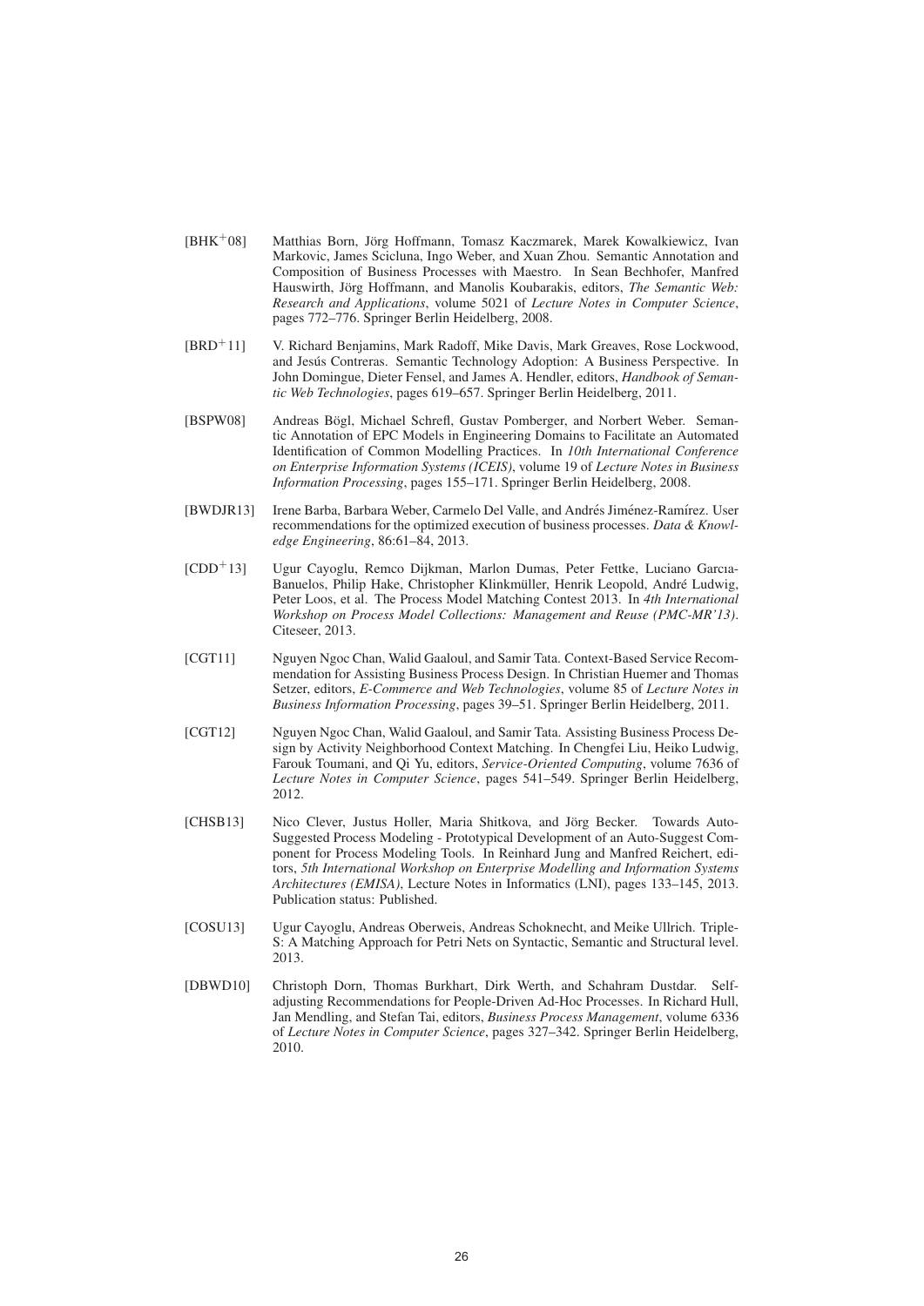[BHK+08] Matthias Born, Jörg Hoffmann, Tomasz Kaczmarek, Marek Kowalkiewicz, Ivan Markovic, James Scicluna, Ingo Weber, and Xuan Zhou. Semantic Annotation and Composition of Business Processes with Maestro. In Sean Bechhofer, Manfred Hauswirth, Jörg Hoffmann, and Manolis Koubarakis, editors, *The Semantic Web: Research and Applications*, volume 5021 of *Lecture Notes in Computer Science*, pages 772–776. Springer Berlin Heidelberg, 2008.

[BRD+11] V. Richard Benjamins, Mark Radoff, Mike Davis, Mark Greaves, Rose Lockwood, and Jesús Contreras. Semantic Technology Adoption: A Business Perspective. In John Domingue, Dieter Fensel, and James A. Hendler, editors, *Handbook of Semantic Web Technologies*, pages 619–657. Springer Berlin Heidelberg, 2011.

[BSPW08] Andreas Bögl, Michael Schrefl, Gustav Pomberger, and Norbert Weber. Semantic Annotation of EPC Models in Engineering Domains to Facilitate an Automated Identification of Common Modelling Practices. In *10th International Conference on Enterprise Information Systems (ICEIS)*, volume 19 of *Lecture Notes in Business Information Processing*, pages 155–171. Springer Berlin Heidelberg, 2008.

[BWDJR13] Irene Barba, Barbara Weber, Carmelo Del Valle, and Andrés Jiménez-Ramírez. User recommendations for the optimized execution of business processes. *Data & Knowledge Engineering*, 86:61–84, 2013.

[CDD+13] Ugur Cayoglu, Remco Dijkman, Marlon Dumas, Peter Fettke, Luciano Garcıa-Banuelos, Philip Hake, Christopher Klinkmüller, Henrik Leopold, André Ludwig, Peter Loos, et al. The Process Model Matching Contest 2013. In *4th International Workshop on Process Model Collections: Management and Reuse (PMC-MR'13)*. Citeseer, 2013.

[CGT11] Nguyen Ngoc Chan, Walid Gaaloul, and Samir Tata. Context-Based Service Recommendation for Assisting Business Process Design. In Christian Huemer and Thomas Setzer, editors, *E-Commerce and Web Technologies*, volume 85 of *Lecture Notes in Business Information Processing*, pages 39–51. Springer Berlin Heidelberg, 2011.

[CGT12] Nguyen Ngoc Chan, Walid Gaaloul, and Samir Tata. Assisting Business Process Design by Activity Neighborhood Context Matching. In Chengfei Liu, Heiko Ludwig, Farouk Toumani, and Qi Yu, editors, *Service-Oriented Computing*, volume 7636 of *Lecture Notes in Computer Science*, pages 541–549. Springer Berlin Heidelberg, 2012.

[CHSB13] Nico Clever, Justus Holler, Maria Shitkova, and Jörg Becker. Towards Auto-Suggested Process Modeling - Prototypical Development of an Auto-Suggest Component for Process Modeling Tools. In Reinhard Jung and Manfred Reichert, editors, *5th International Workshop on Enterprise Modelling and Information Systems Architectures (EMISA)*, Lecture Notes in Informatics (LNI), pages 133–145, 2013. Publication status: Published.

[COSU13] Ugur Cayoglu, Andreas Oberweis, Andreas Schoknecht, and Meike Ullrich. Triple-S: A Matching Approach for Petri Nets on Syntactic, Semantic and Structural level. 2013.

[DBWD10] Christoph Dorn, Thomas Burkhart, Dirk Werth, and Schahram Dustdar. Self-adjusting Recommendations for People-Driven Ad-Hoc Processes. In Richard Hull, Jan Mendling, and Stefan Tai, editors, *Business Process Management*, volume 6336 of *Lecture Notes in Computer Science*, pages 327–342. Springer Berlin Heidelberg, 2010.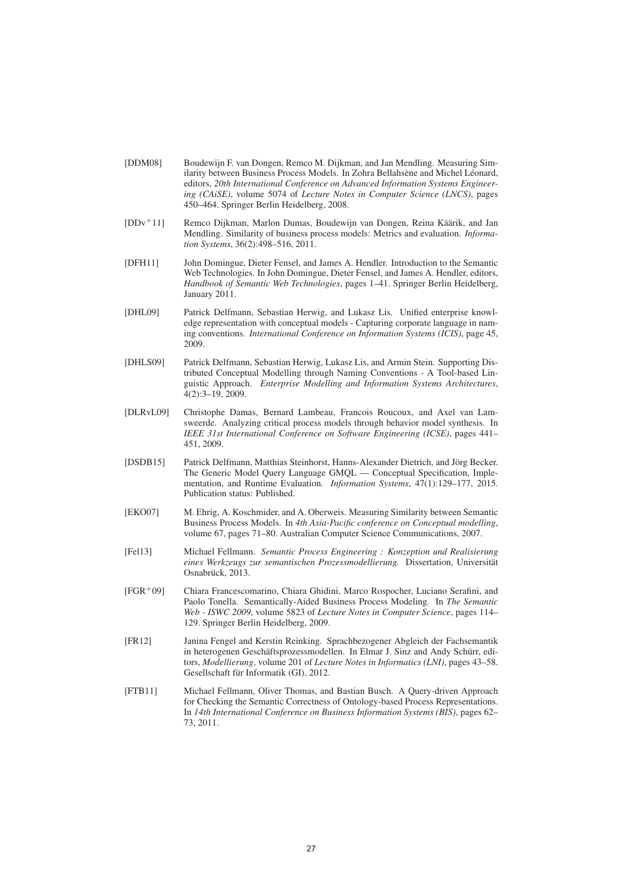[DDM08] Boudewijn F. van Dongen, Remco M. Dijkman, and Jan Mendling. Measuring Similarity between Business Process Models. In Zohra Bellahsène and Michel Léonard, editors, *20th International Conference on Advanced Information Systems Engineering (CAiSE)*, volume 5074 of *Lecture Notes in Computer Science (LNCS)*, pages 450–464. Springer Berlin Heidelberg, 2008.

[DDv+11] Remco Dijkman, Marlon Dumas, Boudewijn van Dongen, Reina Käärik, and Jan Mendling. Similarity of business process models: Metrics and evaluation. *Information Systems*, 36(2):498–516, 2011.

[DFH11] John Domingue, Dieter Fensel, and James A. Hendler. Introduction to the Semantic Web Technologies. In John Domingue, Dieter Fensel, and James A. Hendler, editors, *Handbook of Semantic Web Technologies*, pages 1–41. Springer Berlin Heidelberg, January 2011.

[DHL09] Patrick Delfmann, Sebastian Herwig, and Lukasz Lis. Unified enterprise knowledge representation with conceptual models - Capturing corporate language in naming conventions. *International Conference on Information Systems (ICIS)*, page 45, 2009.

[DHLS09] Patrick Delfmann, Sebastian Herwig, Lukasz Lis, and Armin Stein. Supporting Distributed Conceptual Modelling through Naming Conventions - A Tool-based Linguistic Approach. *Enterprise Modelling and Information Systems Architectures*, 4(2):3–19, 2009.

[DLRvL09] Christophe Damas, Bernard Lambeau, Francois Roucoux, and Axel van Lamsweerde. Analyzing critical process models through behavior model synthesis. In *IEEE 31st International Conference on Software Engineering (ICSE)*, pages 441–451, 2009.

[DSDB15] Patrick Delfmann, Matthias Steinhorst, Hanns-Alexander Dietrich, and Jörg Becker. The Generic Model Query Language GMQL — Conceptual Specification, Implementation, and Runtime Evaluation. *Information Systems*, 47(1):129–177, 2015. Publication status: Published.

[EKO07] M. Ehrig, A. Koschmider, and A. Oberweis. Measuring Similarity between Semantic Business Process Models. In *4th Asia-Pacific conference on Conceptual modelling*, volume 67, pages 71–80. Australian Computer Science Communications, 2007.

[Fel13] Michael Fellmann. *Semantic Process Engineering : Konzeption und Realisierung eines Werkzeugs zur semantischen Prozessmodellierung.* Dissertation, Universität Osnabrück, 2013.

[FGR+09] Chiara Francescomarino, Chiara Ghidini, Marco Rospocher, Luciano Serafini, and Paolo Tonella. Semantically-Aided Business Process Modeling. In *The Semantic Web - ISWC 2009*, volume 5823 of *Lecture Notes in Computer Science*, pages 114–129. Springer Berlin Heidelberg, 2009.

[FR12] Janina Fengel and Kerstin Reinking. Sprachbezogener Abgleich der Fachsemantik in heterogenen Geschäftsprozessmodellen. In Elmar J. Sinz and Andy Schürr, editors, *Modellierung*, volume 201 of *Lecture Notes in Informatics (LNI)*, pages 43–58. Gesellschaft für Informatik (GI), 2012.

[FTB11] Michael Fellmann, Oliver Thomas, and Bastian Busch. A Query-driven Approach for Checking the Semantic Correctness of Ontology-based Process Representations. In *14th International Conference on Business Information Systems (BIS)*, pages 62–73, 2011.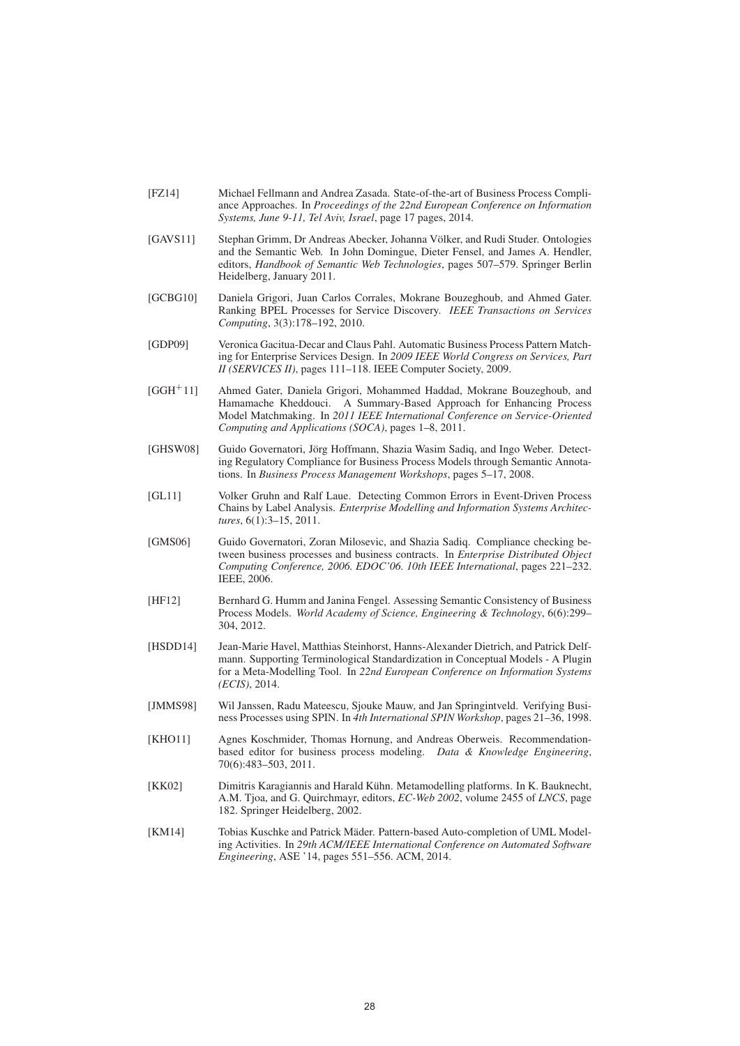[FZ14] Michael Fellmann and Andrea Zasada. State-of-the-art of Business Process Compliance Approaches. In *Proceedings of the 22nd European Conference on Information Systems, June 9-11, Tel Aviv, Israel*, page 17 pages, 2014.

[GAVS11] Stephan Grimm, Dr Andreas Abecker, Johanna Völker, and Rudi Studer. Ontologies and the Semantic Web. In John Domingue, Dieter Fensel, and James A. Hendler, editors, *Handbook of Semantic Web Technologies*, pages 507–579. Springer Berlin Heidelberg, January 2011.

[GCBG10] Daniela Grigori, Juan Carlos Corrales, Mokrane Bouzeghoub, and Ahmed Gater. Ranking BPEL Processes for Service Discovery. *IEEE Transactions on Services Computing*, 3(3):178–192, 2010.

[GDP09] Veronica Gacitua-Decar and Claus Pahl. Automatic Business Process Pattern Matching for Enterprise Services Design. In *2009 IEEE World Congress on Services, Part II (SERVICES II)*, pages 111–118. IEEE Computer Society, 2009.

[GGH+11] Ahmed Gater, Daniela Grigori, Mohammed Haddad, Mokrane Bouzeghoub, and Hamamache Kheddouci. A Summary-Based Approach for Enhancing Process Model Matchmaking. In *2011 IEEE International Conference on Service-Oriented Computing and Applications (SOCA)*, pages 1–8, 2011.

[GHSW08] Guido Governatori, Jörg Hoffmann, Shazia Wasim Sadiq, and Ingo Weber. Detecting Regulatory Compliance for Business Process Models through Semantic Annotations. In *Business Process Management Workshops*, pages 5–17, 2008.

[GL11] Volker Gruhn and Ralf Laue. Detecting Common Errors in Event-Driven Process Chains by Label Analysis. *Enterprise Modelling and Information Systems Architectures*, 6(1):3–15, 2011.

[GMS06] Guido Governatori, Zoran Milosevic, and Shazia Sadiq. Compliance checking between business processes and business contracts. In *Enterprise Distributed Object Computing Conference, 2006. EDOC'06. 10th IEEE International*, pages 221–232. IEEE, 2006.

[HF12] Bernhard G. Humm and Janina Fengel. Assessing Semantic Consistency of Business Process Models. *World Academy of Science, Engineering & Technology*, 6(6):299–304, 2012.

[HSDD14] Jean-Marie Havel, Matthias Steinhorst, Hanns-Alexander Dietrich, and Patrick Delfmann. Supporting Terminological Standardization in Conceptual Models - A Plugin for a Meta-Modelling Tool. In *22nd European Conference on Information Systems (ECIS)*, 2014.

[JMMS98] Wil Janssen, Radu Mateescu, Sjouke Mauw, and Jan Springintveld. Verifying Business Processes using SPIN. In *4th International SPIN Workshop*, pages 21–36, 1998.

[KHO11] Agnes Koschmider, Thomas Hornung, and Andreas Oberweis. Recommendation-based editor for business process modeling. *Data & Knowledge Engineering*, 70(6):483–503, 2011.

[KK02] Dimitris Karagiannis and Harald Kühn. Metamodelling platforms. In K. Bauknecht, A.M. Tjoa, and G. Quirchmayr, editors, *EC-Web 2002*, volume 2455 of *LNCS*, page 182. Springer Heidelberg, 2002.

[KM14] Tobias Kuschke and Patrick Mäder. Pattern-based Auto-completion of UML Modeling Activities. In *29th ACM/IEEE International Conference on Automated Software Engineering*, ASE '14, pages 551–556. ACM, 2014.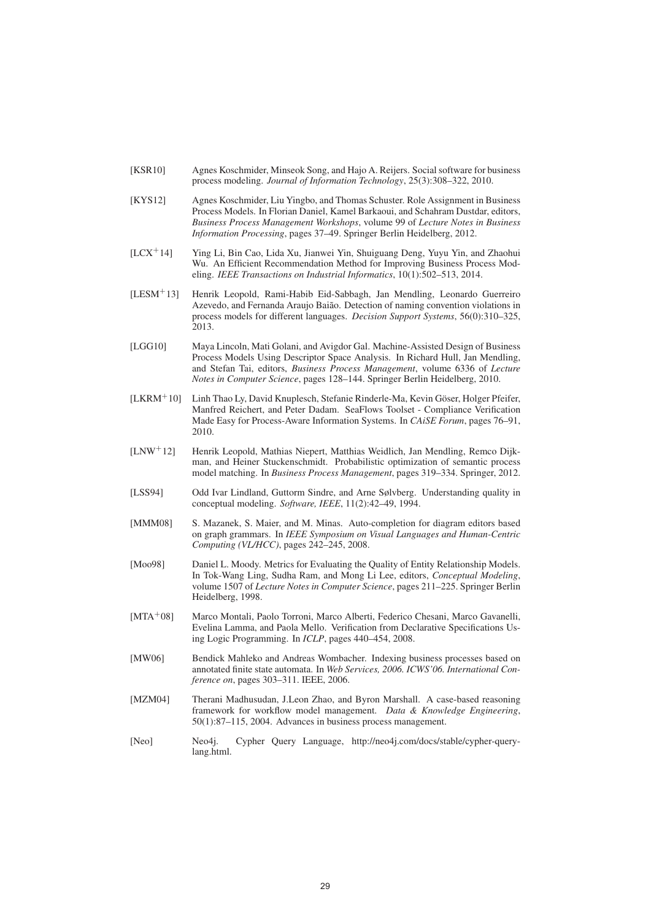[KSR10] Agnes Koschmider, Minseok Song, and Hajo A. Reijers. Social software for business process modeling. *Journal of Information Technology*, 25(3):308–322, 2010.

[KYS12] Agnes Koschmider, Liu Yingbo, and Thomas Schuster. Role Assignment in Business Process Models. In Florian Daniel, Kamel Barkaoui, and Schahram Dustdar, editors, *Business Process Management Workshops*, volume 99 of *Lecture Notes in Business Information Processing*, pages 37–49. Springer Berlin Heidelberg, 2012.

[LCX+14] Ying Li, Bin Cao, Lida Xu, Jianwei Yin, Shuiguang Deng, Yuyu Yin, and Zhaohui Wu. An Efficient Recommendation Method for Improving Business Process Modeling. *IEEE Transactions on Industrial Informatics*, 10(1):502–513, 2014.

[LESM+13] Henrik Leopold, Rami-Habib Eid-Sabbagh, Jan Mendling, Leonardo Guerreiro Azevedo, and Fernanda Araujo Baião. Detection of naming convention violations in process models for different languages. *Decision Support Systems*, 56(0):310–325, 2013.

[LGG10] Maya Lincoln, Mati Golani, and Avigdor Gal. Machine-Assisted Design of Business Process Models Using Descriptor Space Analysis. In Richard Hull, Jan Mendling, and Stefan Tai, editors, *Business Process Management*, volume 6336 of *Lecture Notes in Computer Science*, pages 128–144. Springer Berlin Heidelberg, 2010.

[LKRM+10] Linh Thao Ly, David Knuplesch, Stefanie Rinderle-Ma, Kevin Göser, Holger Pfeifer, Manfred Reichert, and Peter Dadam. SeaFlows Toolset - Compliance Verification Made Easy for Process-Aware Information Systems. In *CAiSE Forum*, pages 76–91, 2010.

[LNW+12] Henrik Leopold, Mathias Niepert, Matthias Weidlich, Jan Mendling, Remco Dijkman, and Heiner Stuckenschmidt. Probabilistic optimization of semantic process model matching. In *Business Process Management*, pages 319–334. Springer, 2012.

[LSS94] Odd Ivar Lindland, Guttorm Sindre, and Arne Sølvberg. Understanding quality in conceptual modeling. *Software, IEEE*, 11(2):42–49, 1994.

[MMM08] S. Mazanek, S. Maier, and M. Minas. Auto-completion for diagram editors based on graph grammars. In *IEEE Symposium on Visual Languages and Human-Centric Computing (VL/HCC)*, pages 242–245, 2008.

[Moo98] Daniel L. Moody. Metrics for Evaluating the Quality of Entity Relationship Models. In Tok-Wang Ling, Sudha Ram, and Mong Li Lee, editors, *Conceptual Modeling*, volume 1507 of *Lecture Notes in Computer Science*, pages 211–225. Springer Berlin Heidelberg, 1998.

[MTA+08] Marco Montali, Paolo Torroni, Marco Alberti, Federico Chesani, Marco Gavanelli, Evelina Lamma, and Paola Mello. Verification from Declarative Specifications Using Logic Programming. In *ICLP*, pages 440–454, 2008.

[MW06] Bendick Mahleko and Andreas Wombacher. Indexing business processes based on annotated finite state automata. In *Web Services, 2006. ICWS'06. International Conference on*, pages 303–311. IEEE, 2006.

[MZM04] Therani Madhusudan, J.Leon Zhao, and Byron Marshall. A case-based reasoning framework for workflow model management. *Data & Knowledge Engineering*, 50(1):87–115, 2004. Advances in business process management.

[Neo] Neo4j. Cypher Query Language, http://neo4j.com/docs/stable/cypher-query-lang.html.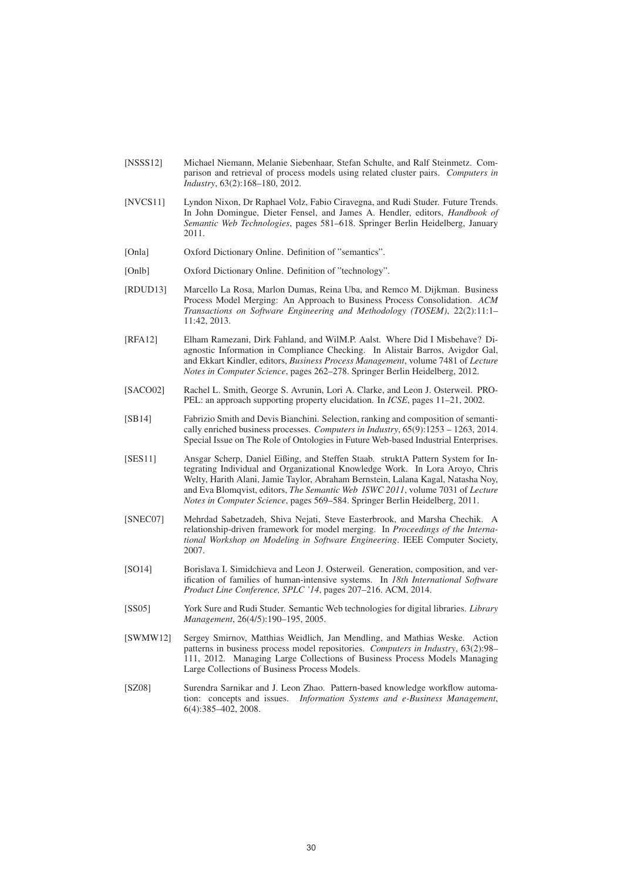[NSSS12] Michael Niemann, Melanie Siebenhaar, Stefan Schulte, and Ralf Steinmetz. Comparison and retrieval of process models using related cluster pairs. *Computers in Industry*, 63(2):168–180, 2012.

[NVCS11] Lyndon Nixon, Dr Raphael Volz, Fabio Ciravegna, and Rudi Studer. Future Trends. In John Domingue, Dieter Fensel, and James A. Hendler, editors, *Handbook of Semantic Web Technologies*, pages 581–618. Springer Berlin Heidelberg, January 2011.

[Onla] Oxford Dictionary Online. Definition of "semantics".

[Onlb] Oxford Dictionary Online. Definition of "technology".

[RDUD13] Marcello La Rosa, Marlon Dumas, Reina Uba, and Remco M. Dijkman. Business Process Model Merging: An Approach to Business Process Consolidation. *ACM Transactions on Software Engineering and Methodology (TOSEM)*, 22(2):11:1–11:42, 2013.

[RFA12] Elham Ramezani, Dirk Fahland, and WilM.P. Aalst. Where Did I Misbehave? Diagnostic Information in Compliance Checking. In Alistair Barros, Avigdor Gal, and Ekkart Kindler, editors, *Business Process Management*, volume 7481 of *Lecture Notes in Computer Science*, pages 262–278. Springer Berlin Heidelberg, 2012.

[SACO02] Rachel L. Smith, George S. Avrunin, Lori A. Clarke, and Leon J. Osterweil. PROPEL: an approach supporting property elucidation. In *ICSE*, pages 11–21, 2002.

[SB14] Fabrizio Smith and Devis Bianchini. Selection, ranking and composition of semantically enriched business processes. *Computers in Industry*, 65(9):1253 – 1263, 2014. Special Issue on The Role of Ontologies in Future Web-based Industrial Enterprises.

[SES11] Ansgar Scherp, Daniel Eißing, and Steffen Staab. struktA Pattern System for Integrating Individual and Organizational Knowledge Work. In Lora Aroyo, Chris Welty, Harith Alani, Jamie Taylor, Abraham Bernstein, Lalana Kagal, Natasha Noy, and Eva Blomqvist, editors, *The Semantic Web ISWC 2011*, volume 7031 of *Lecture Notes in Computer Science*, pages 569–584. Springer Berlin Heidelberg, 2011.

[SNEC07] Mehrdad Sabetzadeh, Shiva Nejati, Steve Easterbrook, and Marsha Chechik. A relationship-driven framework for model merging. In *Proceedings of the International Workshop on Modeling in Software Engineering*. IEEE Computer Society, 2007.

[SO14] Borislava I. Simidchieva and Leon J. Osterweil. Generation, composition, and verification of families of human-intensive systems. In *18th International Software Product Line Conference, SPLC '14*, pages 207–216. ACM, 2014.

[SS05] York Sure and Rudi Studer. Semantic Web technologies for digital libraries. *Library Management*, 26(4/5):190–195, 2005.

[SWMW12] Sergey Smirnov, Matthias Weidlich, Jan Mendling, and Mathias Weske. Action patterns in business process model repositories. *Computers in Industry*, 63(2):98–111, 2012. Managing Large Collections of Business Process Models Managing Large Collections of Business Process Models.

[SZ08] Surendra Sarnikar and J. Leon Zhao. Pattern-based knowledge workflow automation: concepts and issues. *Information Systems and e-Business Management*, 6(4):385–402, 2008.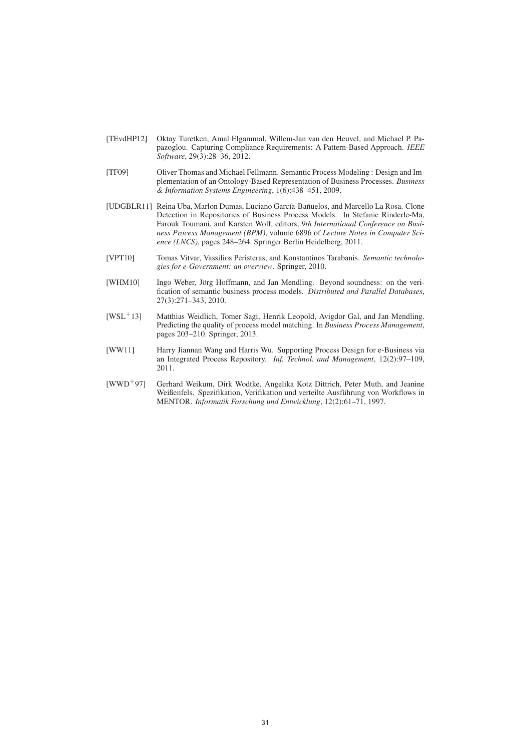[TEvdHP12] Oktay Turetken, Amal Elgammal, Willem-Jan van den Heuvel, and Michael P. Papazoglou. Capturing Compliance Requirements: A Pattern-Based Approach. *IEEE Software*, 29(3):28–36, 2012.

[TF09] Oliver Thomas and Michael Fellmann. Semantic Process Modeling : Design and Implementation of an Ontology-Based Representation of Business Processes. *Business & Information Systems Engineering*, 1(6):438–451, 2009.

[UDGBLR11] Reina Uba, Marlon Dumas, Luciano García-Bañuelos, and Marcello La Rosa. Clone Detection in Repositories of Business Process Models. In Stefanie Rinderle-Ma, Farouk Toumani, and Karsten Wolf, editors, *9th International Conference on Business Process Management (BPM)*, volume 6896 of *Lecture Notes in Computer Science (LNCS)*, pages 248–264. Springer Berlin Heidelberg, 2011.

[VPT10] Tomas Vitvar, Vassilios Peristeras, and Konstantinos Tarabanis. *Semantic technologies for e-Government: an overview*. Springer, 2010.

[WHM10] Ingo Weber, Jörg Hoffmann, and Jan Mendling. Beyond soundness: on the verification of semantic business process models. *Distributed and Parallel Databases*, 27(3):271–343, 2010.

[WSL+13] Matthias Weidlich, Tomer Sagi, Henrik Leopold, Avigdor Gal, and Jan Mendling. Predicting the quality of process model matching. In *Business Process Management*, pages 203–210. Springer, 2013.

[WW11] Harry Jiannan Wang and Harris Wu. Supporting Process Design for e-Business via an Integrated Process Repository. *Inf. Technol. and Management*, 12(2):97–109, 2011.

[WWD+97] Gerhard Weikum, Dirk Wodtke, Angelika Kotz Dittrich, Peter Muth, and Jeanine Weißenfels. Spezifikation, Verifikation und verteilte Ausführung von Workflows in MENTOR. *Informatik Forschung und Entwicklung*, 12(2):61–71, 1997.